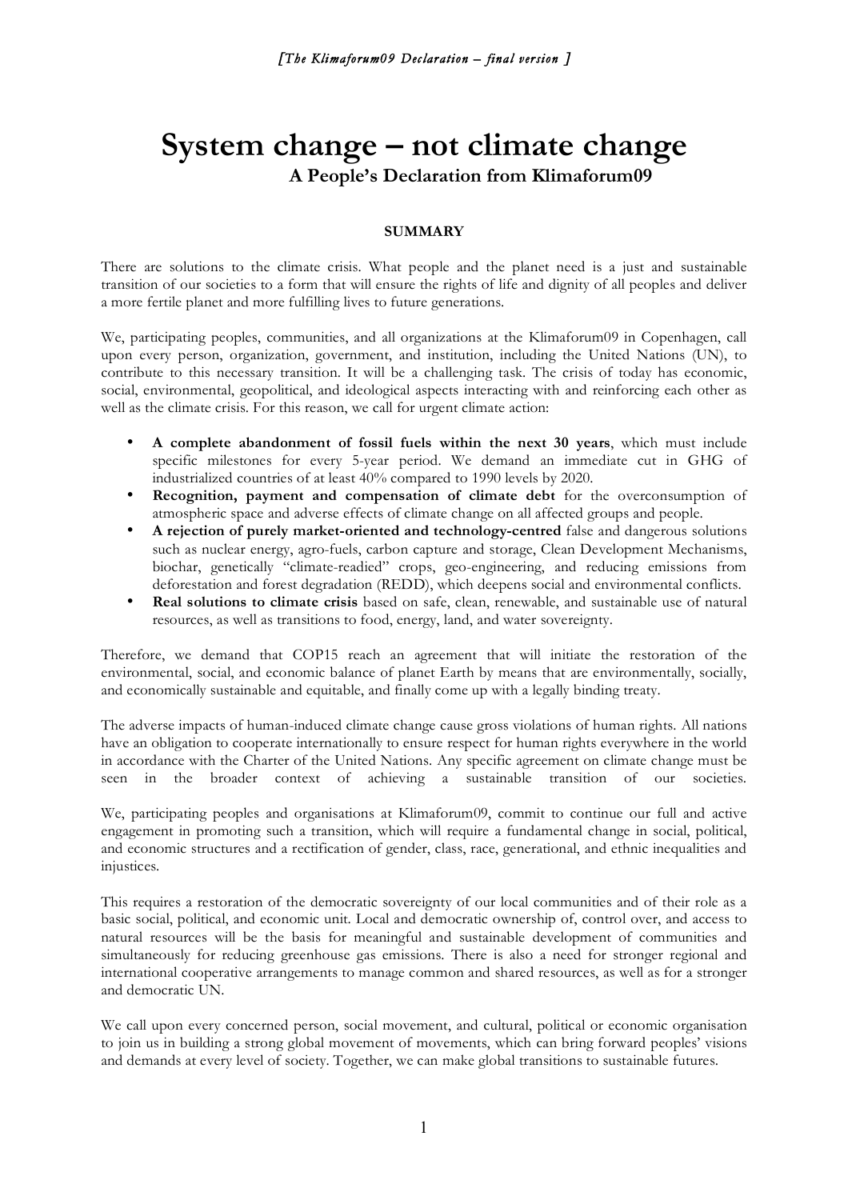*[The Klimaforum09 Declaration – final version ]*

# System change – not climate change

## A People's Declaration from Klimaforum09

### SUMMARY

There are solutions to the climate crisis. What people and the planet need is a just and sustainable transition of our societies to a form that will ensure the rights of life and dignity of all peoples and deliver a more fertile planet and more fulfilling lives to future generations.

We, participating peoples, communities, and all organizations at the Klimaforum09 in Copenhagen, call upon every person, organization, government, and institution, including the United Nations (UN), to contribute to this necessary transition. It will be a challenging task. The crisis of today has economic, social, environmental, geopolitical, and ideological aspects interacting with and reinforcing each other as well as the climate crisis. For this reason, we call for urgent climate action:

- **A complete abandonment of fossil fuels within the next 30 years**, which must include specific milestones for every 5-year period. We demand an immediate cut in GHG of industrialized countries of at least 40% compared to 1990 levels by 2020.
- **Recognition, payment and compensation of climate debt** for the overconsumption of atmospheric space and adverse effects of climate change on all affected groups and people.
- **A rejection of purely market-oriented and technology-centred** false and dangerous solutions such as nuclear energy, agro-fuels, carbon capture and storage, Clean Development Mechanisms, biochar, genetically "climate-readied" crops, geo-engineering, and reducing emissions from deforestation and forest degradation (REDD), which deepens social and environmental conflicts.
- **Real solutions to climate crisis** based on safe, clean, renewable, and sustainable use of natural resources, as well as transitions to food, energy, land, and water sovereignty.

Therefore, we demand that COP15 reach an agreement that will initiate the restoration of the environmental, social, and economic balance of planet Earth by means that are environmentally, socially, and economically sustainable and equitable, and finally come up with a legally binding treaty.

The adverse impacts of human-induced climate change cause gross violations of human rights. All nations have an obligation to cooperate internationally to ensure respect for human rights everywhere in the world in accordance with the Charter of the United Nations. Any specific agreement on climate change must be seen in the broader context of achieving a sustainable transition of our societies.

We, participating peoples and organisations at Klimaforum09, commit to continue our full and active engagement in promoting such a transition, which will require a fundamental change in social, political, and economic structures and a rectification of gender, class, race, generational, and ethnic inequalities and injustices.

This requires a restoration of the democratic sovereignty of our local communities and of their role as a basic social, political, and economic unit. Local and democratic ownership of, control over, and access to natural resources will be the basis for meaningful and sustainable development of communities and simultaneously for reducing greenhouse gas emissions. There is also a need for stronger regional and international cooperative arrangements to manage common and shared resources, as well as for a stronger and democratic UN.

We call upon every concerned person, social movement, and cultural, political or economic organisation to join us in building a strong global movement of movements, which can bring forward peoples' visions and demands at every level of society. Together, we can make global transitions to sustainable futures.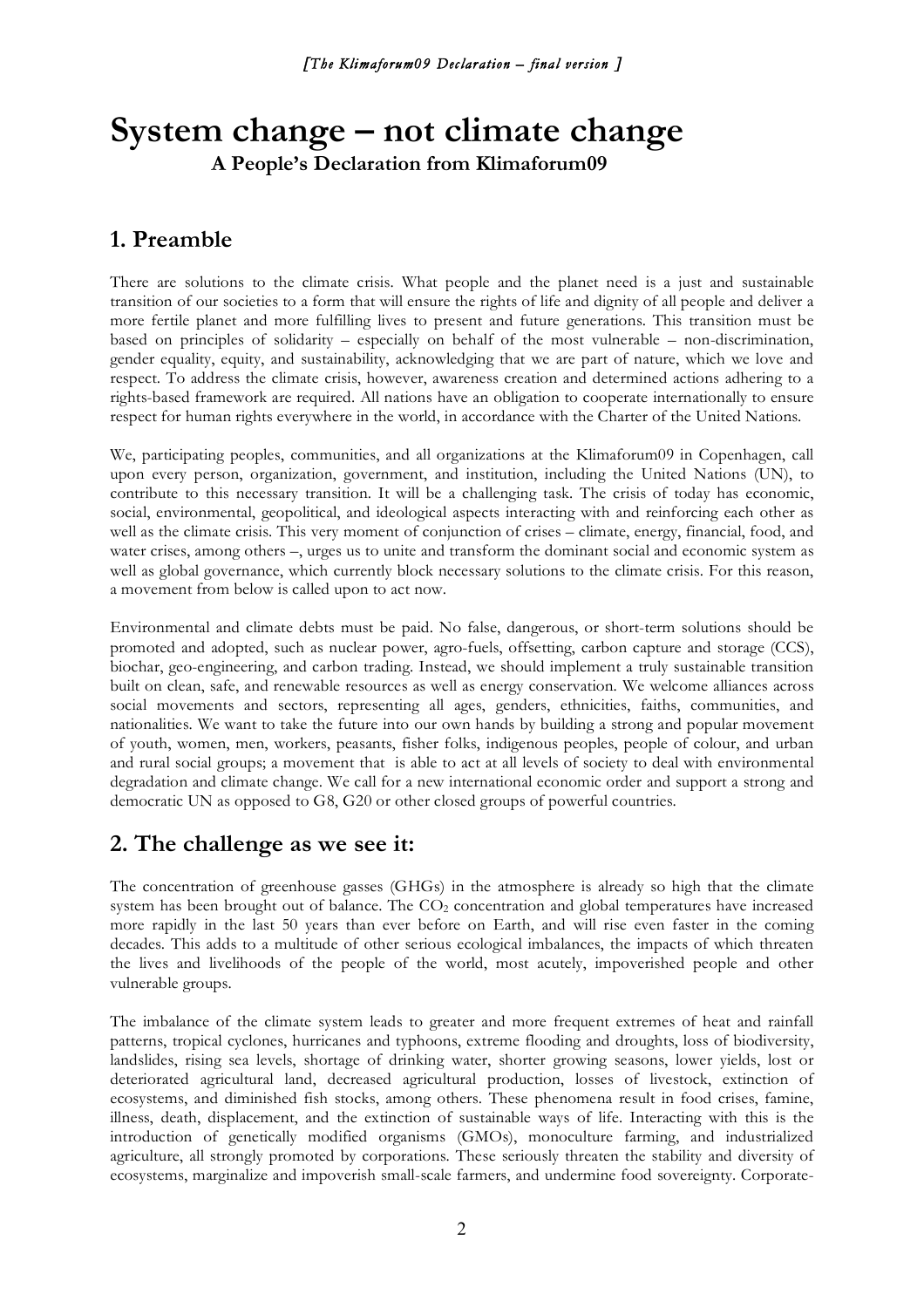# System change – not climate change

### A People's Declaration from Klimaforum09

## 1. Preamble

There are solutions to the climate crisis. What people and the planet need is a just and sustainable transition of our societies to a form that will ensure the rights of life and dignity of all people and deliver a more fertile planet and more fulfilling lives to present and future generations. This transition must be based on principles of solidarity – especially on behalf of the most vulnerable – non-discrimination, gender equality, equity, and sustainability, acknowledging that we are part of nature, which we love and respect. To address the climate crisis, however, awareness creation and determined actions adhering to a rights-based framework are required. All nations have an obligation to cooperate internationally to ensure respect for human rights everywhere in the world, in accordance with the Charter of the United Nations.

We, participating peoples, communities, and all organizations at the Klimaforum09 in Copenhagen, call upon every person, organization, government, and institution, including the United Nations (UN), to contribute to this necessary transition. It will be a challenging task. The crisis of today has economic, social, environmental, geopolitical, and ideological aspects interacting with and reinforcing each other as well as the climate crisis. This very moment of conjunction of crises – climate, energy, financial, food, and water crises, among others –, urges us to unite and transform the dominant social and economic system as well as global governance, which currently block necessary solutions to the climate crisis. For this reason, a movement from below is called upon to act now.

Environmental and climate debts must be paid. No false, dangerous, or short-term solutions should be promoted and adopted, such as nuclear power, agro-fuels, offsetting, carbon capture and storage (CCS), biochar, geo-engineering, and carbon trading. Instead, we should implement a truly sustainable transition built on clean, safe, and renewable resources as well as energy conservation. We welcome alliances across social movements and sectors, representing all ages, genders, ethnicities, faiths, communities, and nationalities. We want to take the future into our own hands by building a strong and popular movement of youth, women, men, workers, peasants, fisher folks, indigenous peoples, people of colour, and urban and rural social groups; a movement that is able to act at all levels of society to deal with environmental degradation and climate change. We call for a new international economic order and support a strong and democratic UN as opposed to G8, G20 or other closed groups of powerful countries.

## 2. The challenge as we see it:

The concentration of greenhouse gasses (GHGs) in the atmosphere is already so high that the climate system has been brought out of balance. The $CO_2$ concentration and global temperatures have increased more rapidly in the last 50 years than ever before on Earth, and will rise even faster in the coming decades. This adds to a multitude of other serious ecological imbalances, the impacts of which threaten the lives and livelihoods of the people of the world, most acutely, impoverished people and other vulnerable groups.

The imbalance of the climate system leads to greater and more frequent extremes of heat and rainfall patterns, tropical cyclones, hurricanes and typhoons, extreme flooding and droughts, loss of biodiversity, landslides, rising sea levels, shortage of drinking water, shorter growing seasons, lower yields, lost or deteriorated agricultural land, decreased agricultural production, losses of livestock, extinction of ecosystems, and diminished fish stocks, among others. These phenomena result in food crises, famine, illness, death, displacement, and the extinction of sustainable ways of life. Interacting with this is the introduction of genetically modified organisms (GMOs), monoculture farming, and industrialized agriculture, all strongly promoted by corporations. These seriously threaten the stability and diversity of ecosystems, marginalize and impoverish small-scale farmers, and undermine food sovereignty. Corporate-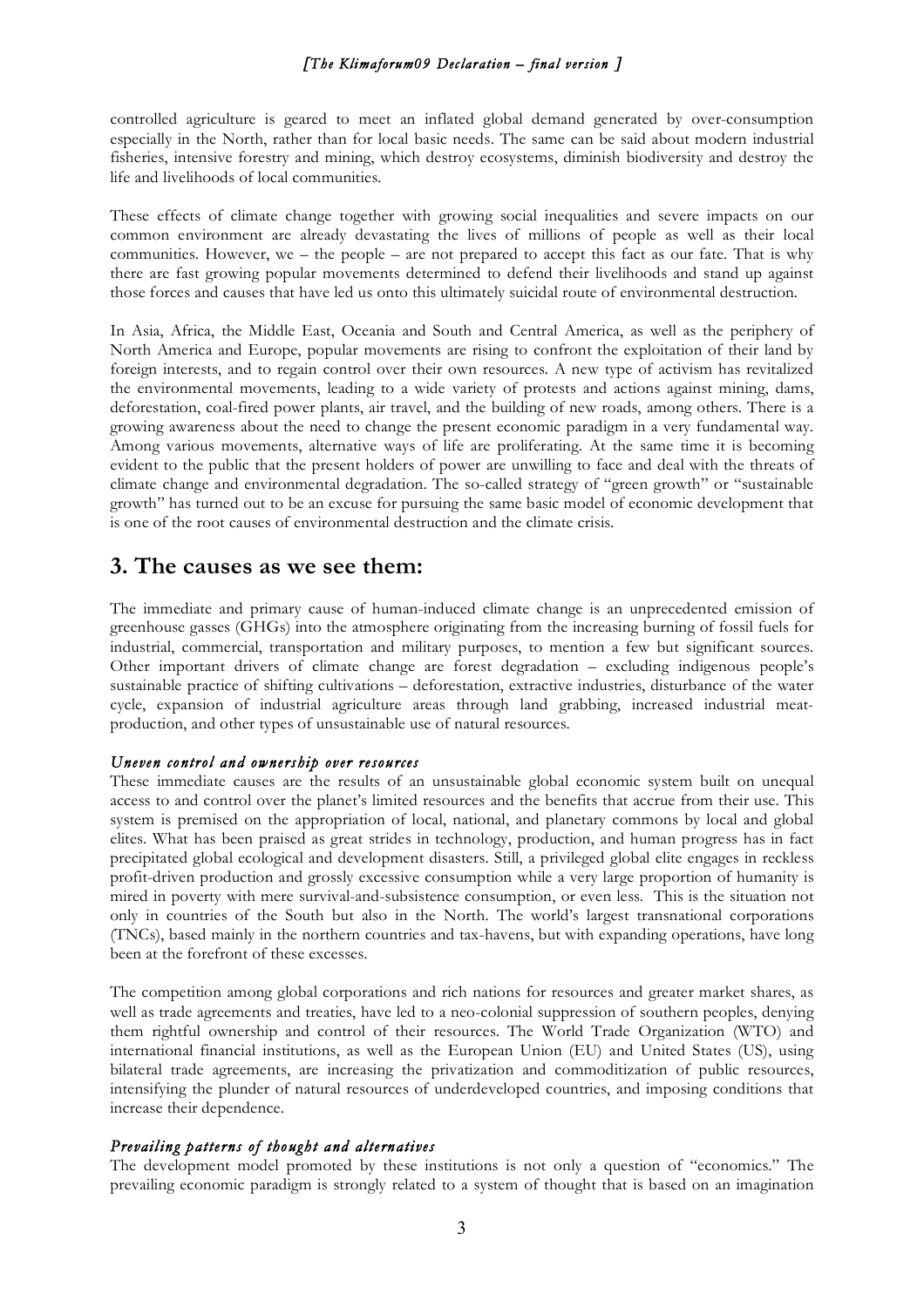controlled agriculture is geared to meet an inflated global demand generated by over-consumption especially in the North, rather than for local basic needs. The same can be said about modern industrial fisheries, intensive forestry and mining, which destroy ecosystems, diminish biodiversity and destroy the life and livelihoods of local communities.

These effects of climate change together with growing social inequalities and severe impacts on our common environment are already devastating the lives of millions of people as well as their local communities. However, we – the people – are not prepared to accept this fact as our fate. That is why there are fast growing popular movements determined to defend their livelihoods and stand up against those forces and causes that have led us onto this ultimately suicidal route of environmental destruction.

In Asia, Africa, the Middle East, Oceania and South and Central America, as well as the periphery of North America and Europe, popular movements are rising to confront the exploitation of their land by foreign interests, and to regain control over their own resources. A new type of activism has revitalized the environmental movements, leading to a wide variety of protests and actions against mining, dams, deforestation, coal-fired power plants, air travel, and the building of new roads, among others. There is a growing awareness about the need to change the present economic paradigm in a very fundamental way. Among various movements, alternative ways of life are proliferating. At the same time it is becoming evident to the public that the present holders of power are unwilling to face and deal with the threats of climate change and environmental degradation. The so-called strategy of "green growth" or "sustainable growth" has turned out to be an excuse for pursuing the same basic model of economic development that is one of the root causes of environmental destruction and the climate crisis.

## 3. The causes as we see them:

The immediate and primary cause of human-induced climate change is an unprecedented emission of greenhouse gasses (GHGs) into the atmosphere originating from the increasing burning of fossil fuels for industrial, commercial, transportation and military purposes, to mention a few but significant sources. Other important drivers of climate change are forest degradation – excluding indigenous people's sustainable practice of shifting cultivations – deforestation, extractive industries, disturbance of the water cycle, expansion of industrial agriculture areas through land grabbing, increased industrial meat-production, and other types of unsustainable use of natural resources.

*Uneven control and ownership over resources*

These immediate causes are the results of an unsustainable global economic system built on unequal access to and control over the planet's limited resources and the benefits that accrue from their use. This system is premised on the appropriation of local, national, and planetary commons by local and global elites. What has been praised as great strides in technology, production, and human progress has in fact precipitated global ecological and development disasters. Still, a privileged global elite engages in reckless profit-driven production and grossly excessive consumption while a very large proportion of humanity is mired in poverty with mere survival-and-subsistence consumption, or even less. This is the situation not only in countries of the South but also in the North. The world's largest transnational corporations (TNCs), based mainly in the northern countries and tax-havens, but with expanding operations, have long been at the forefront of these excesses.

The competition among global corporations and rich nations for resources and greater market shares, as well as trade agreements and treaties, have led to a neo-colonial suppression of southern peoples, denying them rightful ownership and control of their resources. The World Trade Organization (WTO) and international financial institutions, as well as the European Union (EU) and United States (US), using bilateral trade agreements, are increasing the privatization and commoditization of public resources, intensifying the plunder of natural resources of underdeveloped countries, and imposing conditions that increase their dependence.

*Prevailing patterns of thought and alternatives*

The development model promoted by these institutions is not only a question of "economics." The prevailing economic paradigm is strongly related to a system of thought that is based on an imagination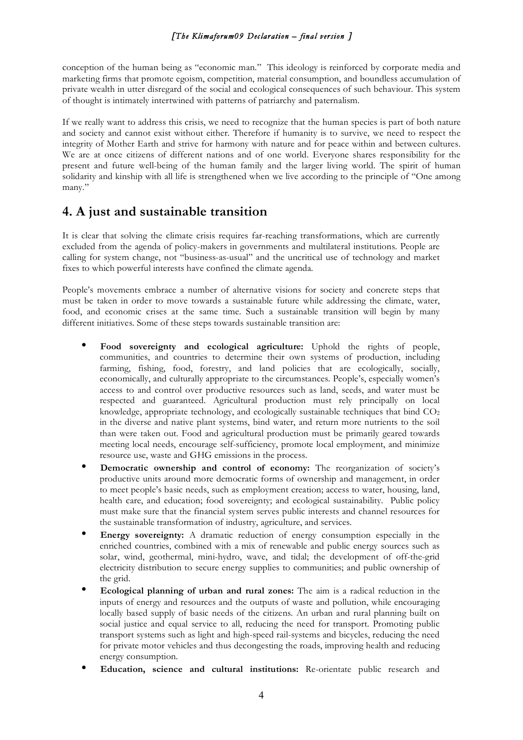conception of the human being as "economic man." This ideology is reinforced by corporate media and marketing firms that promote egoism, competition, material consumption, and boundless accumulation of private wealth in utter disregard of the social and ecological consequences of such behaviour. This system of thought is intimately intertwined with patterns of patriarchy and paternalism.

If we really want to address this crisis, we need to recognize that the human species is part of both nature and society and cannot exist without either. Therefore if humanity is to survive, we need to respect the integrity of Mother Earth and strive for harmony with nature and for peace within and between cultures. We are at once citizens of different nations and of one world. Everyone shares responsibility for the present and future well-being of the human family and the larger living world. The spirit of human solidarity and kinship with all life is strengthened when we live according to the principle of "One among many."

## 4. A just and sustainable transition

It is clear that solving the climate crisis requires far-reaching transformations, which are currently excluded from the agenda of policy-makers in governments and multilateral institutions. People are calling for system change, not "business-as-usual" and the uncritical use of technology and market fixes to which powerful interests have confined the climate agenda.

People's movements embrace a number of alternative visions for society and concrete steps that must be taken in order to move towards a sustainable future while addressing the climate, water, food, and economic crises at the same time. Such a sustainable transition will begin by many different initiatives. Some of these steps towards sustainable transition are:

- **Food sovereignty and ecological agriculture:** Uphold the rights of people, communities, and countries to determine their own systems of production, including farming, fishing, food, forestry, and land policies that are ecologically, socially, economically, and culturally appropriate to the circumstances. People's, especially women's access to and control over productive resources such as land, seeds, and water must be respected and guaranteed. Agricultural production must rely principally on local knowledge, appropriate technology, and ecologically sustainable techniques that bind $CO_2$ in the diverse and native plant systems, bind water, and return more nutrients to the soil than were taken out. Food and agricultural production must be primarily geared towards meeting local needs, encourage self-sufficiency, promote local employment, and minimize resource use, waste and GHG emissions in the process.
- **Democratic ownership and control of economy:** The reorganization of society's productive units around more democratic forms of ownership and management, in order to meet people's basic needs, such as employment creation; access to water, housing, land, health care, and education; food sovereignty; and ecological sustainability. Public policy must make sure that the financial system serves public interests and channel resources for the sustainable transformation of industry, agriculture, and services.
- **Energy sovereignty:** A dramatic reduction of energy consumption especially in the enriched countries, combined with a mix of renewable and public energy sources such as solar, wind, geothermal, mini-hydro, wave, and tidal; the development of off-the-grid electricity distribution to secure energy supplies to communities; and public ownership of the grid.
- **Ecological planning of urban and rural zones:** The aim is a radical reduction in the inputs of energy and resources and the outputs of waste and pollution, while encouraging locally based supply of basic needs of the citizens. An urban and rural planning built on social justice and equal service to all, reducing the need for transport. Promoting public transport systems such as light and high-speed rail-systems and bicycles, reducing the need for private motor vehicles and thus decongesting the roads, improving health and reducing energy consumption.
- **Education, science and cultural institutions:** Re-orientate public research and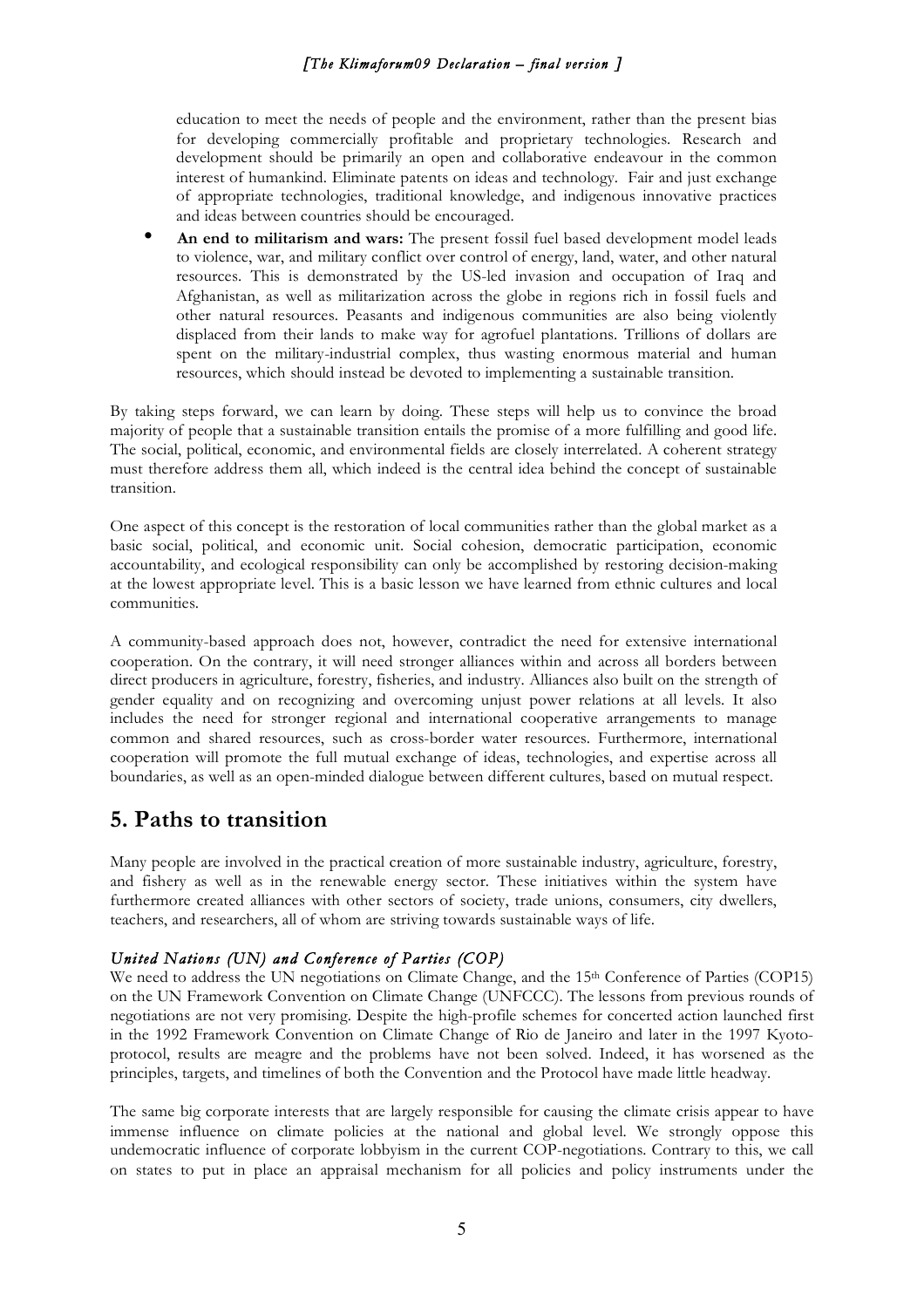education to meet the needs of people and the environment, rather than the present bias for developing commercially profitable and proprietary technologies. Research and development should be primarily an open and collaborative endeavour in the common interest of humankind. Eliminate patents on ideas and technology. Fair and just exchange of appropriate technologies, traditional knowledge, and indigenous innovative practices and ideas between countries should be encouraged.

- **An end to militarism and wars:** The present fossil fuel based development model leads to violence, war, and military conflict over control of energy, land, water, and other natural resources. This is demonstrated by the US-led invasion and occupation of Iraq and Afghanistan, as well as militarization across the globe in regions rich in fossil fuels and other natural resources. Peasants and indigenous communities are also being violently displaced from their lands to make way for agrofuel plantations. Trillions of dollars are spent on the military-industrial complex, thus wasting enormous material and human resources, which should instead be devoted to implementing a sustainable transition.

By taking steps forward, we can learn by doing. These steps will help us to convince the broad majority of people that a sustainable transition entails the promise of a more fulfilling and good life. The social, political, economic, and environmental fields are closely interrelated. A coherent strategy must therefore address them all, which indeed is the central idea behind the concept of sustainable transition.

One aspect of this concept is the restoration of local communities rather than the global market as a basic social, political, and economic unit. Social cohesion, democratic participation, economic accountability, and ecological responsibility can only be accomplished by restoring decision-making at the lowest appropriate level. This is a basic lesson we have learned from ethnic cultures and local communities.

A community-based approach does not, however, contradict the need for extensive international cooperation. On the contrary, it will need stronger alliances within and across all borders between direct producers in agriculture, forestry, fisheries, and industry. Alliances also built on the strength of gender equality and on recognizing and overcoming unjust power relations at all levels. It also includes the need for stronger regional and international cooperative arrangements to manage common and shared resources, such as cross-border water resources. Furthermore, international cooperation will promote the full mutual exchange of ideas, technologies, and expertise across all boundaries, as well as an open-minded dialogue between different cultures, based on mutual respect.

## 5. Paths to transition

Many people are involved in the practical creation of more sustainable industry, agriculture, forestry, and fishery as well as in the renewable energy sector. These initiatives within the system have furthermore created alliances with other sectors of society, trade unions, consumers, city dwellers, teachers, and researchers, all of whom are striving towards sustainable ways of life.

### *United Nations (UN) and Conference of Parties (COP)*

We need to address the UN negotiations on Climate Change, and the 15th Conference of Parties (COP15) on the UN Framework Convention on Climate Change (UNFCCC). The lessons from previous rounds of negotiations are not very promising. Despite the high-profile schemes for concerted action launched first in the 1992 Framework Convention on Climate Change of Rio de Janeiro and later in the 1997 Kyoto-protocol, results are meagre and the problems have not been solved. Indeed, it has worsened as the principles, targets, and timelines of both the Convention and the Protocol have made little headway.

The same big corporate interests that are largely responsible for causing the climate crisis appear to have immense influence on climate policies at the national and global level. We strongly oppose this undemocratic influence of corporate lobbyism in the current COP-negotiations. Contrary to this, we call on states to put in place an appraisal mechanism for all policies and policy instruments under the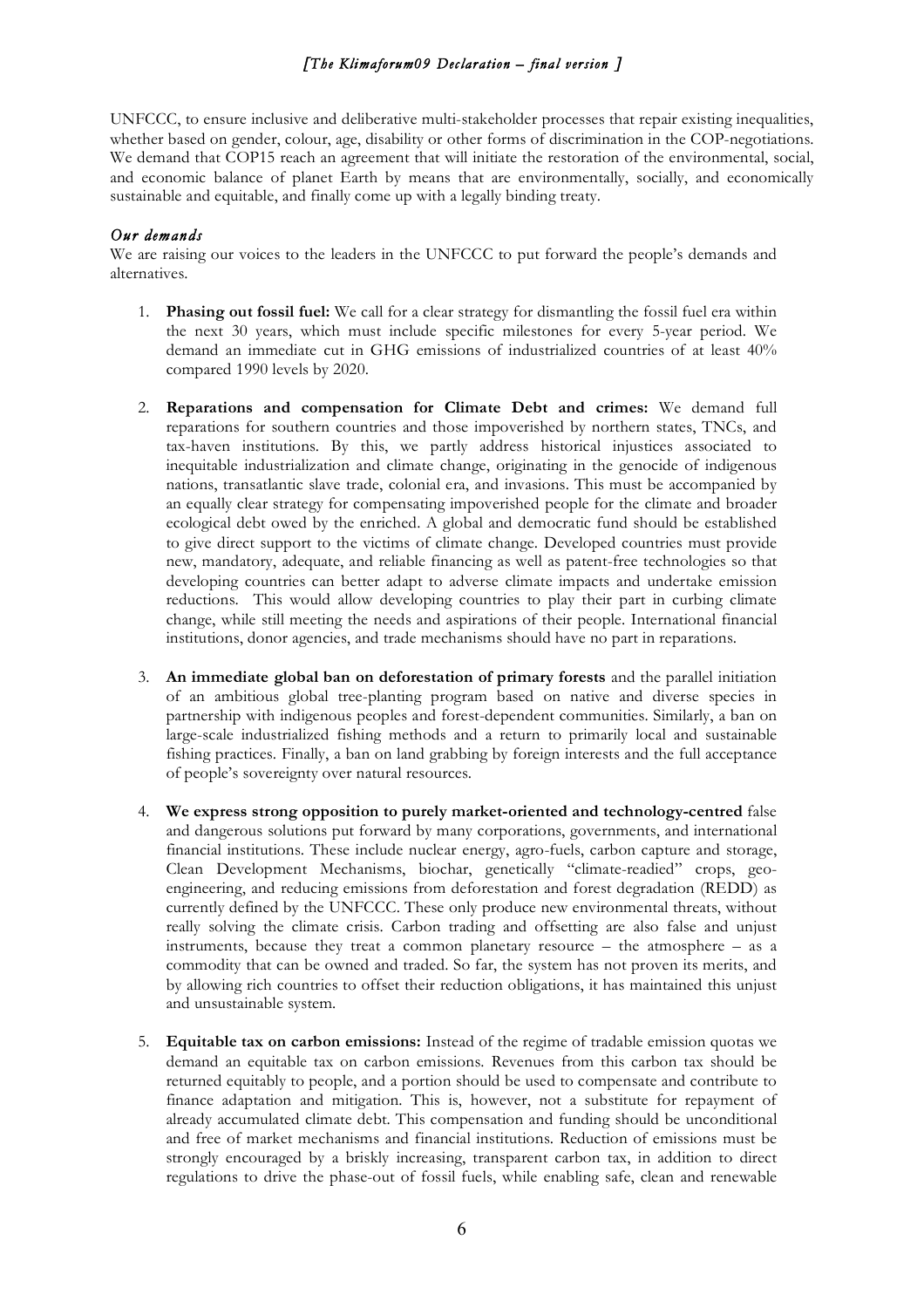UNFCCC, to ensure inclusive and deliberative multi-stakeholder processes that repair existing inequalities, whether based on gender, colour, age, disability or other forms of discrimination in the COP-negotiations. We demand that COP15 reach an agreement that will initiate the restoration of the environmental, social, and economic balance of planet Earth by means that are environmentally, socially, and economically sustainable and equitable, and finally come up with a legally binding treaty.

### *Our demands*

We are raising our voices to the leaders in the UNFCCC to put forward the people's demands and alternatives.

1. **Phasing out fossil fuel:** We call for a clear strategy for dismantling the fossil fuel era within the next 30 years, which must include specific milestones for every 5-year period. We demand an immediate cut in GHG emissions of industrialized countries of at least 40% compared 1990 levels by 2020.

2. **Reparations and compensation for Climate Debt and crimes:** We demand full reparations for southern countries and those impoverished by northern states, TNCs, and tax-haven institutions. By this, we partly address historical injustices associated to inequitable industrialization and climate change, originating in the genocide of indigenous nations, transatlantic slave trade, colonial era, and invasions. This must be accompanied by an equally clear strategy for compensating impoverished people for the climate and broader ecological debt owed by the enriched. A global and democratic fund should be established to give direct support to the victims of climate change. Developed countries must provide new, mandatory, adequate, and reliable financing as well as patent-free technologies so that developing countries can better adapt to adverse climate impacts and undertake emission reductions. This would allow developing countries to play their part in curbing climate change, while still meeting the needs and aspirations of their people. International financial institutions, donor agencies, and trade mechanisms should have no part in reparations.

3. **An immediate global ban on deforestation of primary forests** and the parallel initiation of an ambitious global tree-planting program based on native and diverse species in partnership with indigenous peoples and forest-dependent communities. Similarly, a ban on large-scale industrialized fishing methods and a return to primarily local and sustainable fishing practices. Finally, a ban on land grabbing by foreign interests and the full acceptance of people's sovereignty over natural resources.

4. **We express strong opposition to purely market-oriented and technology-centred** false and dangerous solutions put forward by many corporations, governments, and international financial institutions. These include nuclear energy, agro-fuels, carbon capture and storage, Clean Development Mechanisms, biochar, genetically "climate-readied" crops, geo-engineering, and reducing emissions from deforestation and forest degradation (REDD) as currently defined by the UNFCCC. These only produce new environmental threats, without really solving the climate crisis. Carbon trading and offsetting are also false and unjust instruments, because they treat a common planetary resource – the atmosphere – as a commodity that can be owned and traded. So far, the system has not proven its merits, and by allowing rich countries to offset their reduction obligations, it has maintained this unjust and unsustainable system.

5. **Equitable tax on carbon emissions:** Instead of the regime of tradable emission quotas we demand an equitable tax on carbon emissions. Revenues from this carbon tax should be returned equitably to people, and a portion should be used to compensate and contribute to finance adaptation and mitigation. This is, however, not a substitute for repayment of already accumulated climate debt. This compensation and funding should be unconditional and free of market mechanisms and financial institutions. Reduction of emissions must be strongly encouraged by a briskly increasing, transparent carbon tax, in addition to direct regulations to drive the phase-out of fossil fuels, while enabling safe, clean and renewable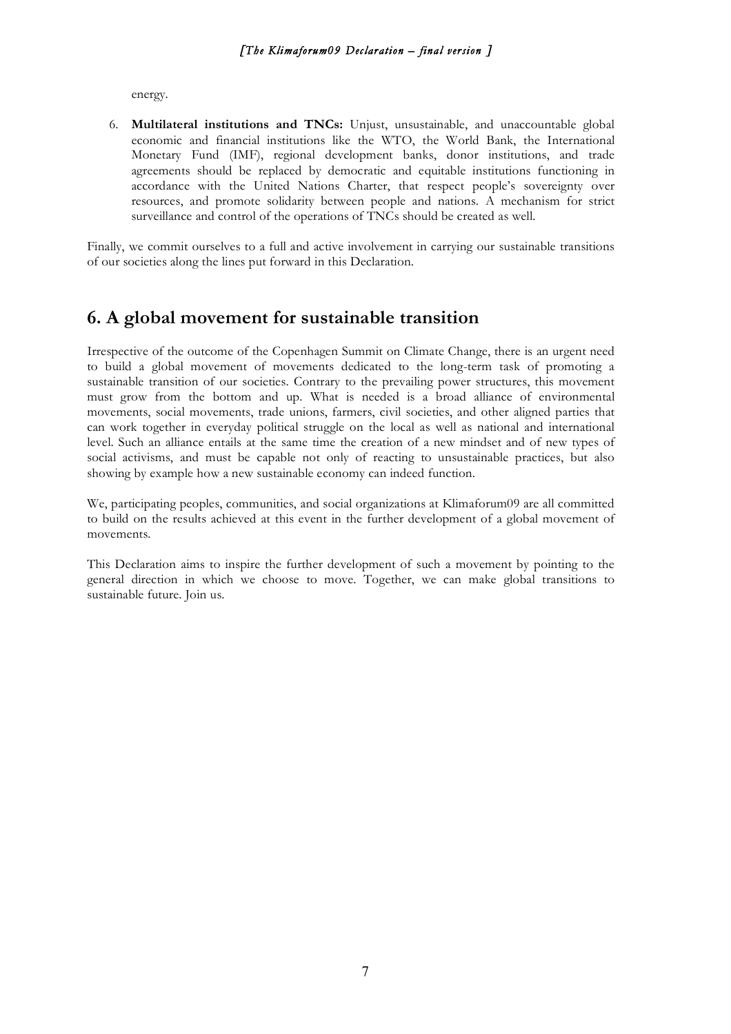energy.

6. **Multilateral institutions and TNCs:** Unjust, unsustainable, and unaccountable global economic and financial institutions like the WTO, the World Bank, the International Monetary Fund (IMF), regional development banks, donor institutions, and trade agreements should be replaced by democratic and equitable institutions functioning in accordance with the United Nations Charter, that respect people's sovereignty over resources, and promote solidarity between people and nations. A mechanism for strict surveillance and control of the operations of TNCs should be created as well.

Finally, we commit ourselves to a full and active involvement in carrying our sustainable transitions of our societies along the lines put forward in this Declaration.

## 6. A global movement for sustainable transition

Irrespective of the outcome of the Copenhagen Summit on Climate Change, there is an urgent need to build a global movement of movements dedicated to the long-term task of promoting a sustainable transition of our societies. Contrary to the prevailing power structures, this movement must grow from the bottom and up. What is needed is a broad alliance of environmental movements, social movements, trade unions, farmers, civil societies, and other aligned parties that can work together in everyday political struggle on the local as well as national and international level. Such an alliance entails at the same time the creation of a new mindset and of new types of social activisms, and must be capable not only of reacting to unsustainable practices, but also showing by example how a new sustainable economy can indeed function.

We, participating peoples, communities, and social organizations at Klimaforum09 are all committed to build on the results achieved at this event in the further development of a global movement of movements.

This Declaration aims to inspire the further development of such a movement by pointing to the general direction in which we choose to move. Together, we can make global transitions to sustainable future. Join us.